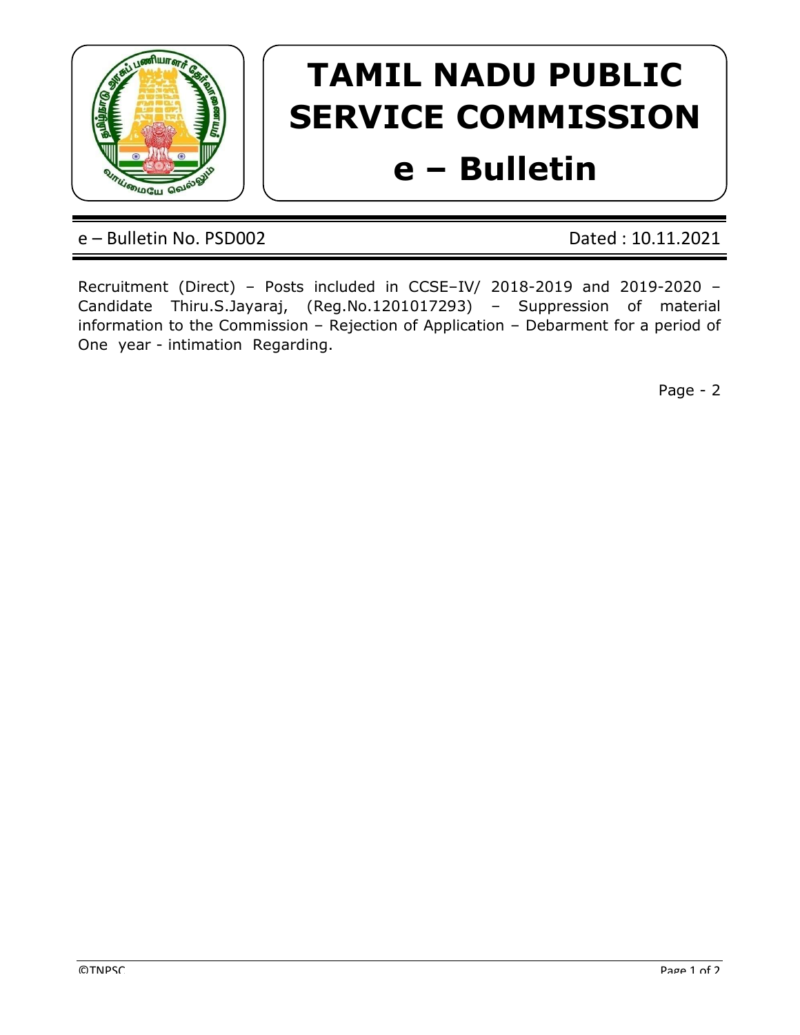# TAMIL NADU PUBLIC SERVICE COMMISSION

# e – Bulletin

e – Bulletin No. PSD002 Dated : 10.11.2021

Recruitment (Direct) – Posts included in CCSE–IV/ 2018-2019 and 2019-2020 – Candidate Thiru.S.Jayaraj, (Reg.No.1201017293) – Suppression of material information to the Commission – Rejection of Application – Debarment for a period of One year - intimation Regarding.

Page - 2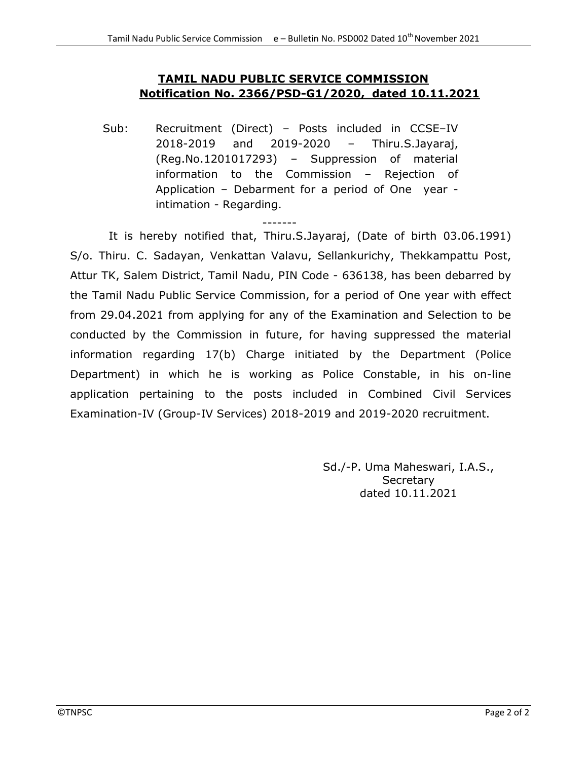**TAMIL NADU PUBLIC SERVICE COMMISSION**
**Notification No. 2366/PSD-G1/2020, dated 10.11.2021**

Sub: Recruitment (Direct) – Posts included in CCSE–IV 2018-2019 and 2019-2020 – Thiru.S.Jayaraj, (Reg.No.1201017293) – Suppression of material information to the Commission – Rejection of Application – Debarment for a period of One year - intimation - Regarding.

-------

It is hereby notified that, Thiru.S.Jayaraj, (Date of birth 03.06.1991) S/o. Thiru. C. Sadayan, Venkattan Valavu, Sellankurichy, Thekkampattu Post, Attur TK, Salem District, Tamil Nadu, PIN Code - 636138, has been debarred by the Tamil Nadu Public Service Commission, for a period of One year with effect from 29.04.2021 from applying for any of the Examination and Selection to be conducted by the Commission in future, for having suppressed the material information regarding 17(b) Charge initiated by the Department (Police Department) in which he is working as Police Constable, in his on-line application pertaining to the posts included in Combined Civil Services Examination-IV (Group-IV Services) 2018-2019 and 2019-2020 recruitment.

Sd./-P. Uma Maheswari, I.A.S.,
Secretary
dated 10.11.2021